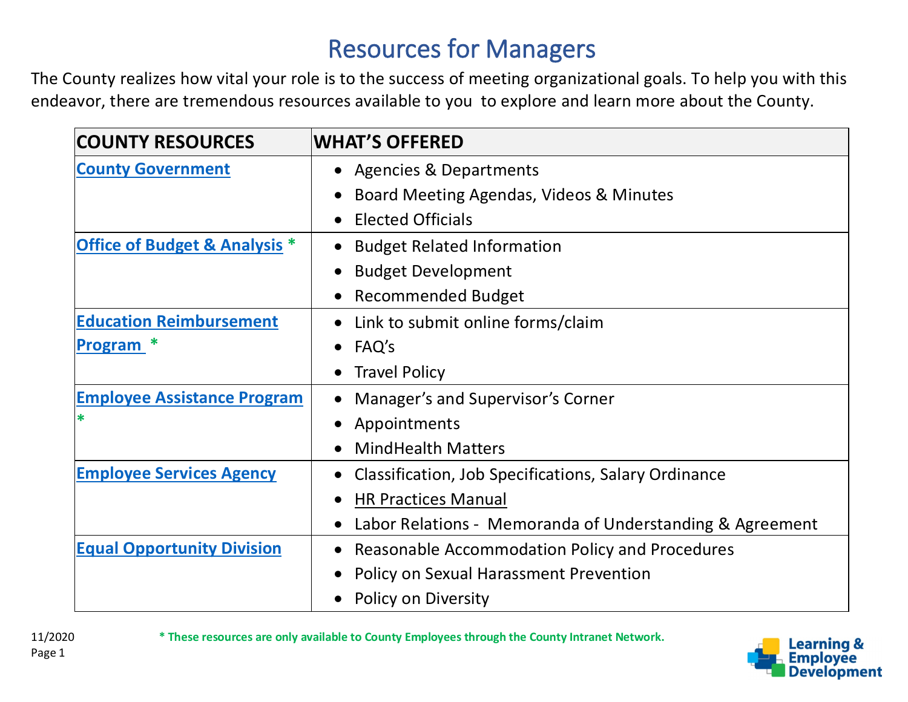# Resources for Managers

The County realizes how vital your role is to the success of meeting organizational goals. To help you with this endeavor, there are tremendous resources available to you to explore and learn more about the County.

| COUNTY RESOURCES | WHAT'S OFFERED |
|---|---|
| **County Government** | • Agencies & Departments<br>• Board Meeting Agendas, Videos & Minutes<br>• Elected Officials |
| **Office of Budget & Analysis** * | • Budget Related Information<br>• Budget Development<br>• Recommended Budget |
| **Education Reimbursement Program** * | • Link to submit online forms/claim<br>• FAQ's<br>• Travel Policy |
| **Employee Assistance Program** * | • Manager's and Supervisor's Corner<br>• Appointments<br>• MindHealth Matters |
| **Employee Services Agency** | • Classification, Job Specifications, Salary Ordinance<br>• HR Practices Manual<br>• Labor Relations - Memoranda of Understanding & Agreement |
| **Equal Opportunity Division** | • Reasonable Accommodation Policy and Procedures<br>• Policy on Sexual Harassment Prevention<br>• Policy on Diversity |

11/2020

**\* These resources are only available to County Employees through the County Intranet Network.**

Learning & Employee Development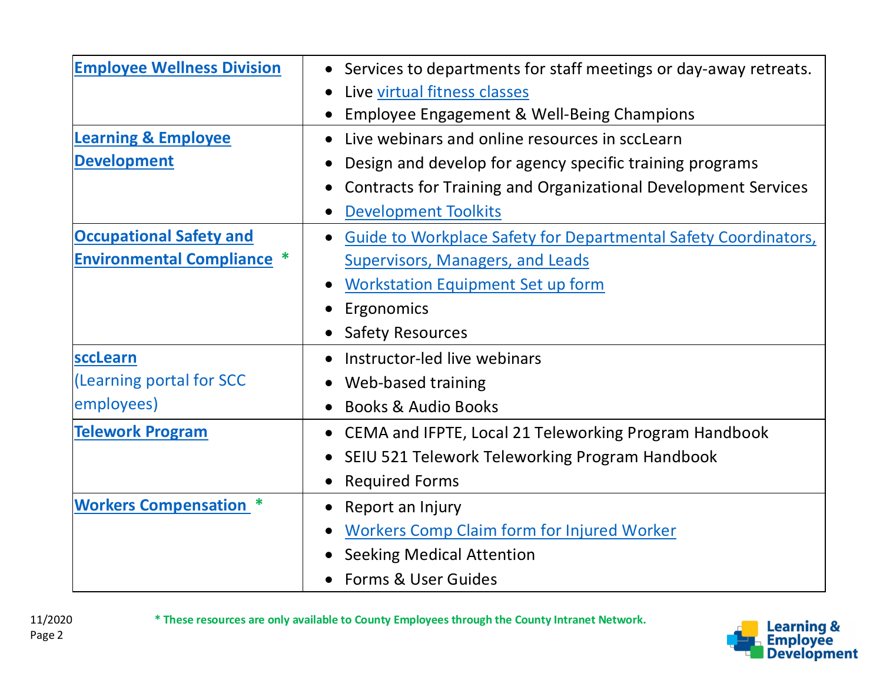| | |
|---|---|
| **Employee Wellness Division** | • Services to departments for staff meetings or day-away retreats.<br>• Live virtual fitness classes<br>• Employee Engagement & Well-Being Champions |
| **Learning & Employee Development** | • Live webinars and online resources in sccLearn<br>• Design and develop for agency specific training programs<br>• Contracts for Training and Organizational Development Services<br>• Development Toolkits |
| **Occupational Safety and Environmental Compliance** * | • Guide to Workplace Safety for Departmental Safety Coordinators, Supervisors, Managers, and Leads<br>• Workstation Equipment Set up form<br>• Ergonomics<br>• Safety Resources |
| **sccLearn** (Learning portal for SCC employees) | • Instructor-led live webinars<br>• Web-based training<br>• Books & Audio Books |
| **Telework Program** | • CEMA and IFPTE, Local 21 Teleworking Program Handbook<br>• SEIU 521 Telework Teleworking Program Handbook<br>• Required Forms |
| **Workers Compensation** * | • Report an Injury<br>• Workers Comp Claim form for Injured Worker<br>• Seeking Medical Attention<br>• Forms & User Guides |

11/2020

**\* These resources are only available to County Employees through the County Intranet Network.**

Learning & Employee Development